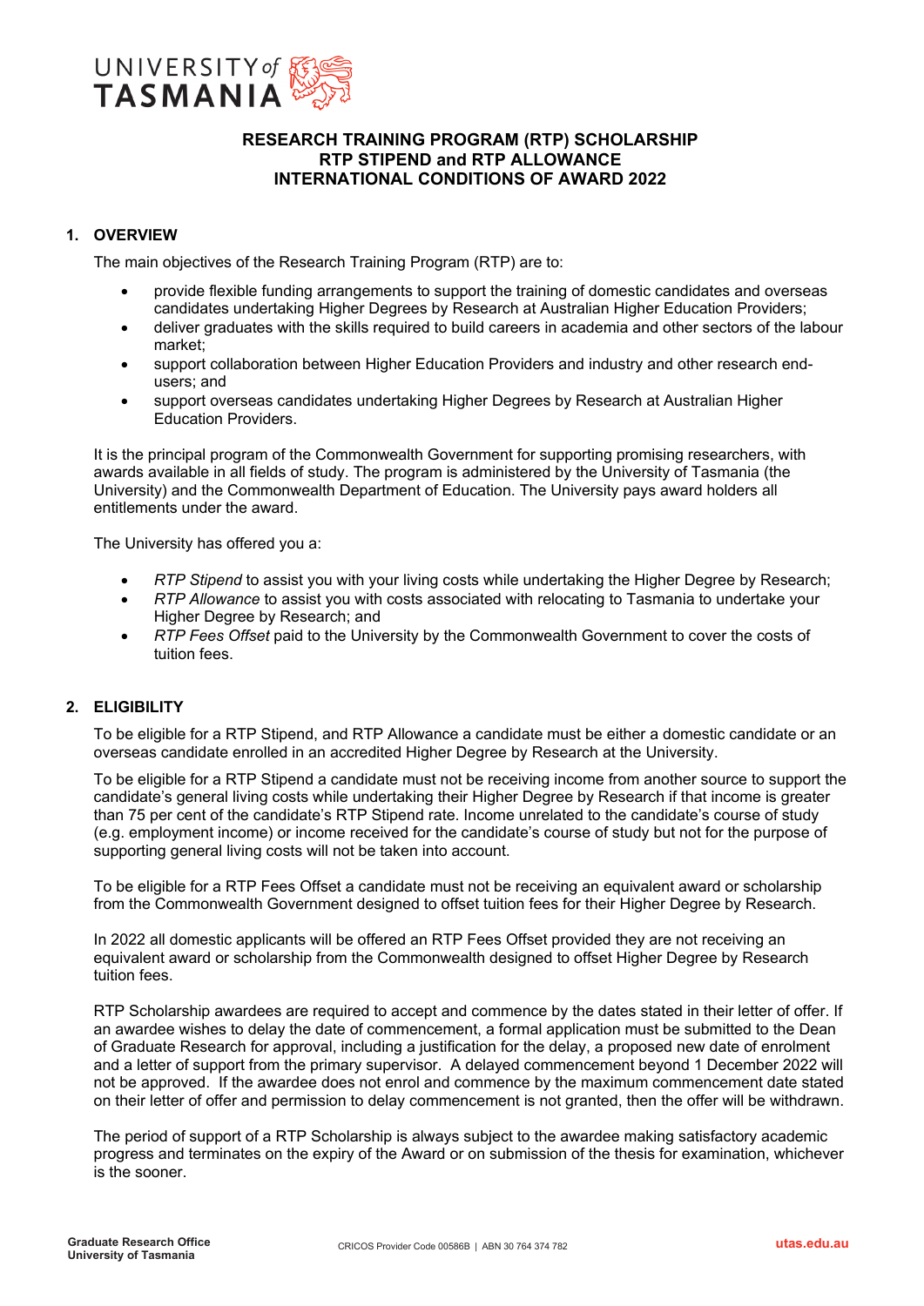UNIVERSITY of TASMANIA

# RESEARCH TRAINING PROGRAM (RTP) SCHOLARSHIP
# RTP STIPEND and RTP ALLOWANCE
# INTERNATIONAL CONDITIONS OF AWARD 2022

## 1. OVERVIEW

The main objectives of the Research Training Program (RTP) are to:

- provide flexible funding arrangements to support the training of domestic candidates and overseas candidates undertaking Higher Degrees by Research at Australian Higher Education Providers;
- deliver graduates with the skills required to build careers in academia and other sectors of the labour market;
- support collaboration between Higher Education Providers and industry and other research end-users; and
- support overseas candidates undertaking Higher Degrees by Research at Australian Higher Education Providers.

It is the principal program of the Commonwealth Government for supporting promising researchers, with awards available in all fields of study. The program is administered by the University of Tasmania (the University) and the Commonwealth Department of Education. The University pays award holders all entitlements under the award.

The University has offered you a:

- *RTP Stipend* to assist you with your living costs while undertaking the Higher Degree by Research;
- *RTP Allowance* to assist you with costs associated with relocating to Tasmania to undertake your Higher Degree by Research; and
- *RTP Fees Offset* paid to the University by the Commonwealth Government to cover the costs of tuition fees.

## 2. ELIGIBILITY

To be eligible for a RTP Stipend, and RTP Allowance a candidate must be either a domestic candidate or an overseas candidate enrolled in an accredited Higher Degree by Research at the University.

To be eligible for a RTP Stipend a candidate must not be receiving income from another source to support the candidate's general living costs while undertaking their Higher Degree by Research if that income is greater than 75 per cent of the candidate's RTP Stipend rate. Income unrelated to the candidate's course of study (e.g. employment income) or income received for the candidate's course of study but not for the purpose of supporting general living costs will not be taken into account.

To be eligible for a RTP Fees Offset a candidate must not be receiving an equivalent award or scholarship from the Commonwealth Government designed to offset tuition fees for their Higher Degree by Research.

In 2022 all domestic applicants will be offered an RTP Fees Offset provided they are not receiving an equivalent award or scholarship from the Commonwealth designed to offset Higher Degree by Research tuition fees.

RTP Scholarship awardees are required to accept and commence by the dates stated in their letter of offer. If an awardee wishes to delay the date of commencement, a formal application must be submitted to the Dean of Graduate Research for approval, including a justification for the delay, a proposed new date of enrolment and a letter of support from the primary supervisor. A delayed commencement beyond 1 December 2022 will not be approved. If the awardee does not enrol and commence by the maximum commencement date stated on their letter of offer and permission to delay commencement is not granted, then the offer will be withdrawn.

The period of support of a RTP Scholarship is always subject to the awardee making satisfactory academic progress and terminates on the expiry of the Award or on submission of the thesis for examination, whichever is the sooner.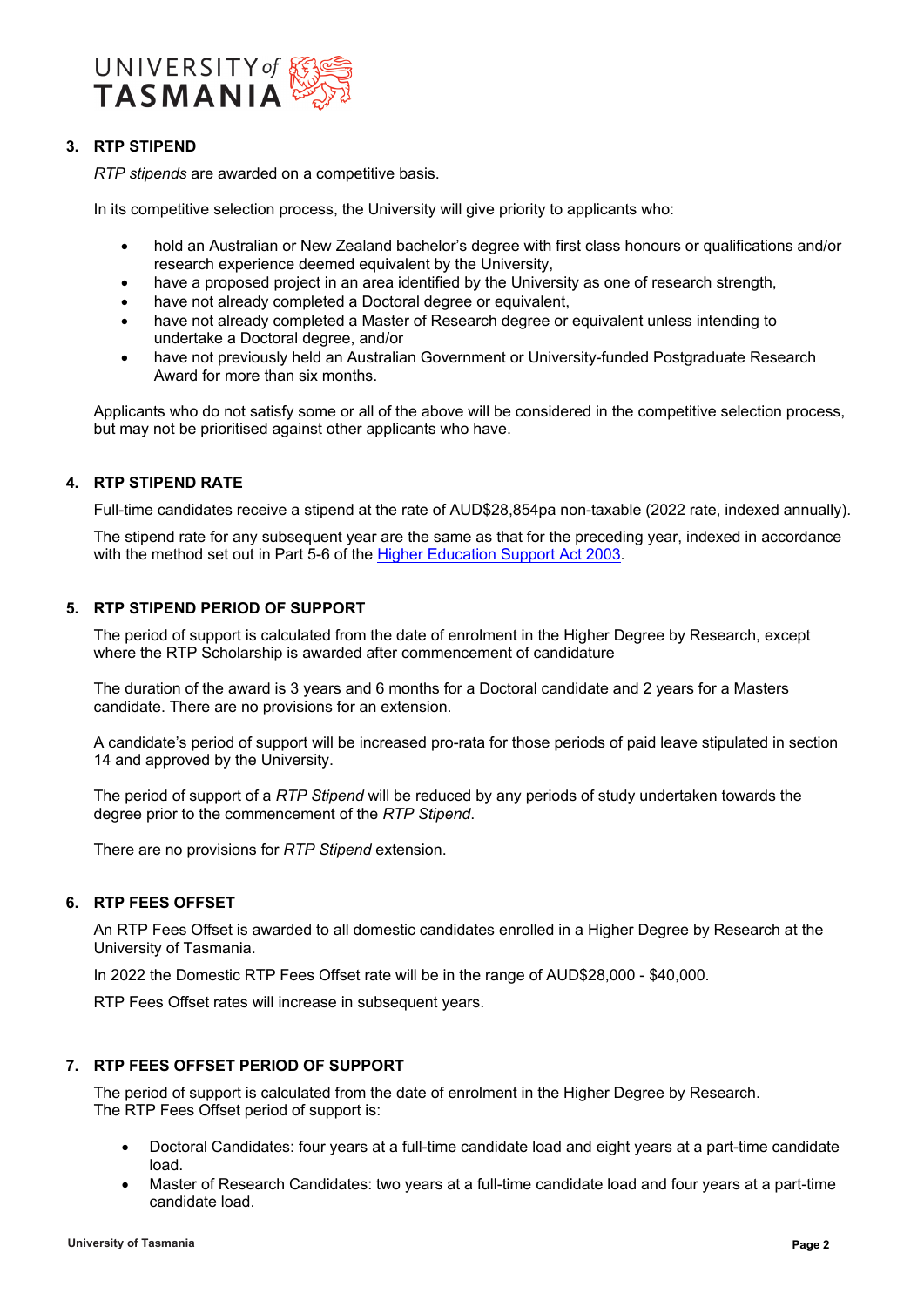## 3. RTP STIPEND

*RTP stipends* are awarded on a competitive basis.

In its competitive selection process, the University will give priority to applicants who:

- hold an Australian or New Zealand bachelor's degree with first class honours or qualifications and/or research experience deemed equivalent by the University,
- have a proposed project in an area identified by the University as one of research strength,
- have not already completed a Doctoral degree or equivalent,
- have not already completed a Master of Research degree or equivalent unless intending to undertake a Doctoral degree, and/or
- have not previously held an Australian Government or University-funded Postgraduate Research Award for more than six months.

Applicants who do not satisfy some or all of the above will be considered in the competitive selection process, but may not be prioritised against other applicants who have.

## 4. RTP STIPEND RATE

Full-time candidates receive a stipend at the rate of AUD$28,854pa non-taxable (2022 rate, indexed annually).

The stipend rate for any subsequent year are the same as that for the preceding year, indexed in accordance with the method set out in Part 5-6 of the [Higher Education Support Act 2003](#).

## 5. RTP STIPEND PERIOD OF SUPPORT

The period of support is calculated from the date of enrolment in the Higher Degree by Research, except where the RTP Scholarship is awarded after commencement of candidature

The duration of the award is 3 years and 6 months for a Doctoral candidate and 2 years for a Masters candidate. There are no provisions for an extension.

A candidate's period of support will be increased pro-rata for those periods of paid leave stipulated in section 14 and approved by the University.

The period of support of a *RTP Stipend* will be reduced by any periods of study undertaken towards the degree prior to the commencement of the *RTP Stipend*.

There are no provisions for *RTP Stipend* extension.

## 6. RTP FEES OFFSET

An RTP Fees Offset is awarded to all domestic candidates enrolled in a Higher Degree by Research at the University of Tasmania.

In 2022 the Domestic RTP Fees Offset rate will be in the range of AUD$28,000 - $40,000.

RTP Fees Offset rates will increase in subsequent years.

## 7. RTP FEES OFFSET PERIOD OF SUPPORT

The period of support is calculated from the date of enrolment in the Higher Degree by Research.
The RTP Fees Offset period of support is:

- Doctoral Candidates: four years at a full-time candidate load and eight years at a part-time candidate load.
- Master of Research Candidates: two years at a full-time candidate load and four years at a part-time candidate load.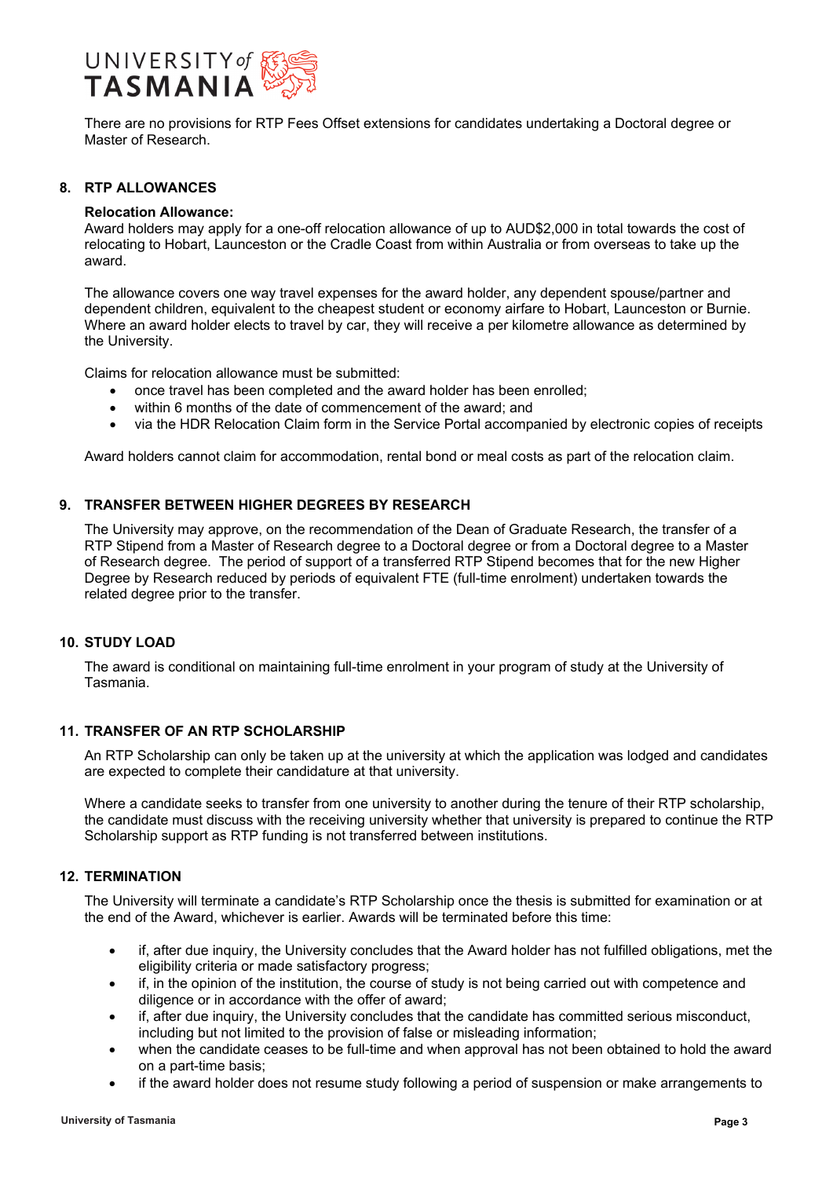There are no provisions for RTP Fees Offset extensions for candidates undertaking a Doctoral degree or Master of Research.

## 8. RTP ALLOWANCES

**Relocation Allowance:**
Award holders may apply for a one-off relocation allowance of up to AUD$2,000 in total towards the cost of relocating to Hobart, Launceston or the Cradle Coast from within Australia or from overseas to take up the award.

The allowance covers one way travel expenses for the award holder, any dependent spouse/partner and dependent children, equivalent to the cheapest student or economy airfare to Hobart, Launceston or Burnie. Where an award holder elects to travel by car, they will receive a per kilometre allowance as determined by the University.

Claims for relocation allowance must be submitted:

- once travel has been completed and the award holder has been enrolled;
- within 6 months of the date of commencement of the award; and
- via the HDR Relocation Claim form in the Service Portal accompanied by electronic copies of receipts

Award holders cannot claim for accommodation, rental bond or meal costs as part of the relocation claim.

## 9. TRANSFER BETWEEN HIGHER DEGREES BY RESEARCH

The University may approve, on the recommendation of the Dean of Graduate Research, the transfer of a RTP Stipend from a Master of Research degree to a Doctoral degree or from a Doctoral degree to a Master of Research degree. The period of support of a transferred RTP Stipend becomes that for the new Higher Degree by Research reduced by periods of equivalent FTE (full-time enrolment) undertaken towards the related degree prior to the transfer.

## 10. STUDY LOAD

The award is conditional on maintaining full-time enrolment in your program of study at the University of Tasmania.

## 11. TRANSFER OF AN RTP SCHOLARSHIP

An RTP Scholarship can only be taken up at the university at which the application was lodged and candidates are expected to complete their candidature at that university.

Where a candidate seeks to transfer from one university to another during the tenure of their RTP scholarship, the candidate must discuss with the receiving university whether that university is prepared to continue the RTP Scholarship support as RTP funding is not transferred between institutions.

## 12. TERMINATION

The University will terminate a candidate's RTP Scholarship once the thesis is submitted for examination or at the end of the Award, whichever is earlier. Awards will be terminated before this time:

- if, after due inquiry, the University concludes that the Award holder has not fulfilled obligations, met the eligibility criteria or made satisfactory progress;
- if, in the opinion of the institution, the course of study is not being carried out with competence and diligence or in accordance with the offer of award;
- if, after due inquiry, the University concludes that the candidate has committed serious misconduct, including but not limited to the provision of false or misleading information;
- when the candidate ceases to be full-time and when approval has not been obtained to hold the award on a part-time basis;
- if the award holder does not resume study following a period of suspension or make arrangements to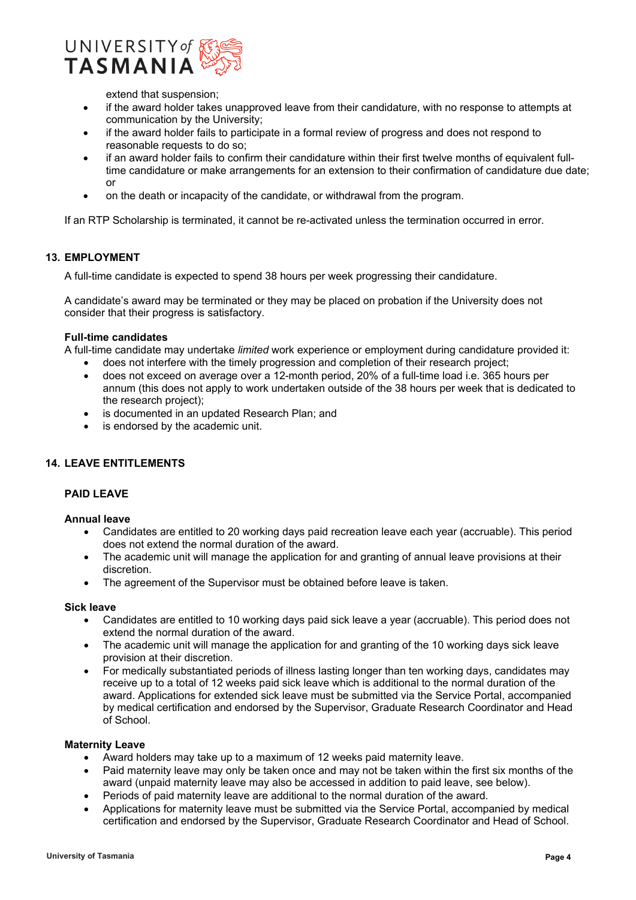extend that suspension;

- if the award holder takes unapproved leave from their candidature, with no response to attempts at communication by the University;
- if the award holder fails to participate in a formal review of progress and does not respond to reasonable requests to do so;
- if an award holder fails to confirm their candidature within their first twelve months of equivalent full-time candidature or make arrangements for an extension to their confirmation of candidature due date; or
- on the death or incapacity of the candidate, or withdrawal from the program.

If an RTP Scholarship is terminated, it cannot be re-activated unless the termination occurred in error.

## 13. EMPLOYMENT

A full-time candidate is expected to spend 38 hours per week progressing their candidature.

A candidate's award may be terminated or they may be placed on probation if the University does not consider that their progress is satisfactory.

**Full-time candidates**

A full-time candidate may undertake *limited* work experience or employment during candidature provided it:

- does not interfere with the timely progression and completion of their research project;
- does not exceed on average over a 12-month period, 20% of a full-time load i.e. 365 hours per annum (this does not apply to work undertaken outside of the 38 hours per week that is dedicated to the research project);
- is documented in an updated Research Plan; and
- is endorsed by the academic unit.

## 14. LEAVE ENTITLEMENTS

### PAID LEAVE

**Annual leave**

- Candidates are entitled to 20 working days paid recreation leave each year (accruable). This period does not extend the normal duration of the award.
- The academic unit will manage the application for and granting of annual leave provisions at their discretion.
- The agreement of the Supervisor must be obtained before leave is taken.

**Sick leave**

- Candidates are entitled to 10 working days paid sick leave a year (accruable). This period does not extend the normal duration of the award.
- The academic unit will manage the application for and granting of the 10 working days sick leave provision at their discretion.
- For medically substantiated periods of illness lasting longer than ten working days, candidates may receive up to a total of 12 weeks paid sick leave which is additional to the normal duration of the award. Applications for extended sick leave must be submitted via the Service Portal, accompanied by medical certification and endorsed by the Supervisor, Graduate Research Coordinator and Head of School.

**Maternity Leave**

- Award holders may take up to a maximum of 12 weeks paid maternity leave.
- Paid maternity leave may only be taken once and may not be taken within the first six months of the award (unpaid maternity leave may also be accessed in addition to paid leave, see below).
- Periods of paid maternity leave are additional to the normal duration of the award.
- Applications for maternity leave must be submitted via the Service Portal, accompanied by medical certification and endorsed by the Supervisor, Graduate Research Coordinator and Head of School.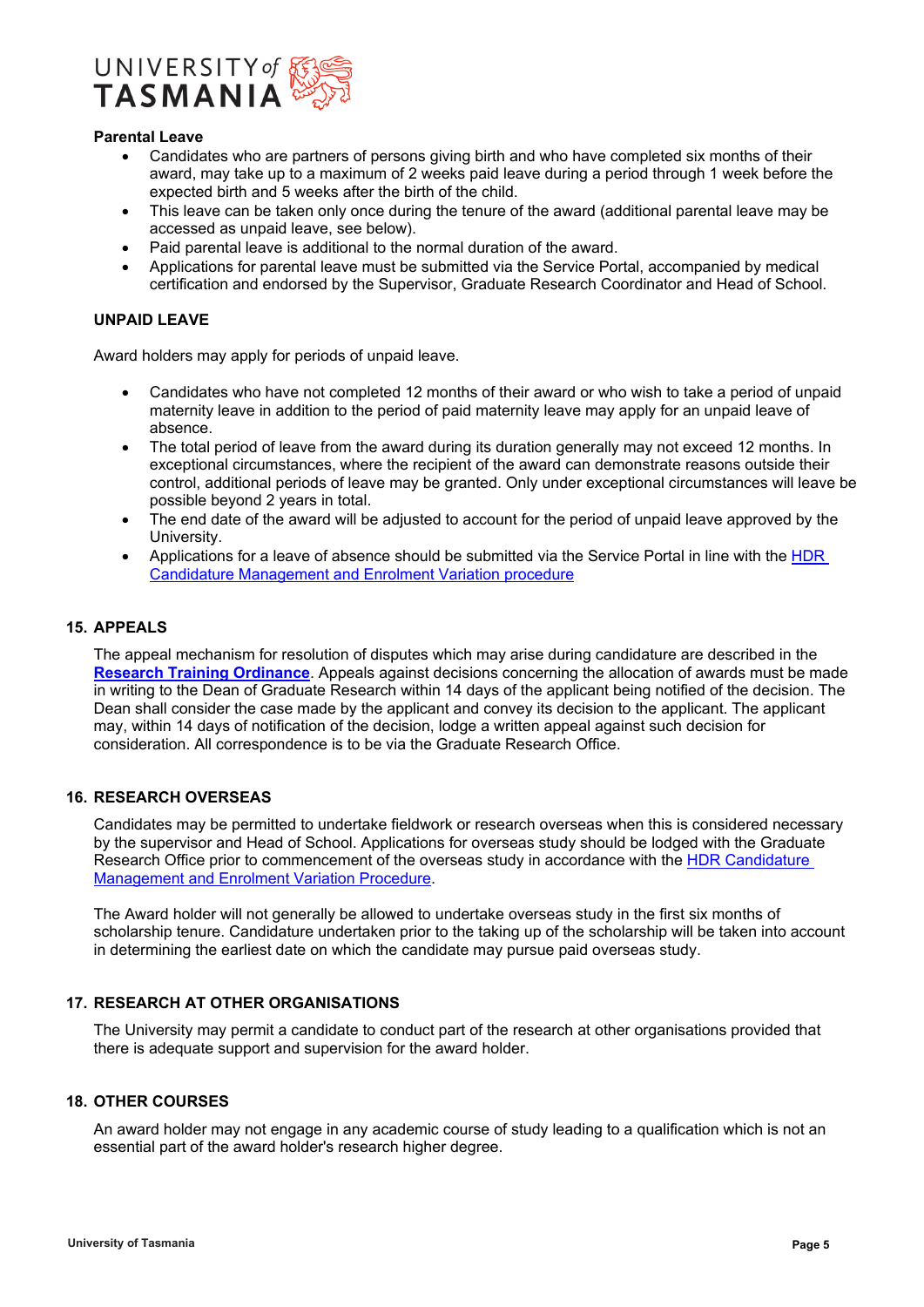**Parental Leave**

- Candidates who are partners of persons giving birth and who have completed six months of their award, may take up to a maximum of 2 weeks paid leave during a period through 1 week before the expected birth and 5 weeks after the birth of the child.
- This leave can be taken only once during the tenure of the award (additional parental leave may be accessed as unpaid leave, see below).
- Paid parental leave is additional to the normal duration of the award.
- Applications for parental leave must be submitted via the Service Portal, accompanied by medical certification and endorsed by the Supervisor, Graduate Research Coordinator and Head of School.

**UNPAID LEAVE**

Award holders may apply for periods of unpaid leave.

- Candidates who have not completed 12 months of their award or who wish to take a period of unpaid maternity leave in addition to the period of paid maternity leave may apply for an unpaid leave of absence.
- The total period of leave from the award during its duration generally may not exceed 12 months. In exceptional circumstances, where the recipient of the award can demonstrate reasons outside their control, additional periods of leave may be granted. Only under exceptional circumstances will leave be possible beyond 2 years in total.
- The end date of the award will be adjusted to account for the period of unpaid leave approved by the University.
- Applications for a leave of absence should be submitted via the Service Portal in line with the HDR Candidature Management and Enrolment Variation procedure

## 15. APPEALS

The appeal mechanism for resolution of disputes which may arise during candidature are described in the **Research Training Ordinance**. Appeals against decisions concerning the allocation of awards must be made in writing to the Dean of Graduate Research within 14 days of the applicant being notified of the decision. The Dean shall consider the case made by the applicant and convey its decision to the applicant. The applicant may, within 14 days of notification of the decision, lodge a written appeal against such decision for consideration. All correspondence is to be via the Graduate Research Office.

## 16. RESEARCH OVERSEAS

Candidates may be permitted to undertake fieldwork or research overseas when this is considered necessary by the supervisor and Head of School. Applications for overseas study should be lodged with the Graduate Research Office prior to commencement of the overseas study in accordance with the HDR Candidature Management and Enrolment Variation Procedure.

The Award holder will not generally be allowed to undertake overseas study in the first six months of scholarship tenure. Candidature undertaken prior to the taking up of the scholarship will be taken into account in determining the earliest date on which the candidate may pursue paid overseas study.

## 17. RESEARCH AT OTHER ORGANISATIONS

The University may permit a candidate to conduct part of the research at other organisations provided that there is adequate support and supervision for the award holder.

## 18. OTHER COURSES

An award holder may not engage in any academic course of study leading to a qualification which is not an essential part of the award holder's research higher degree.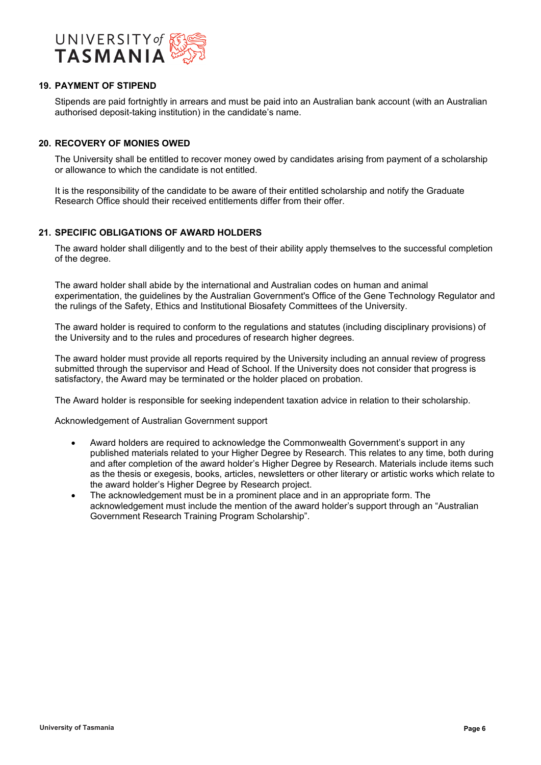## 19. PAYMENT OF STIPEND

Stipends are paid fortnightly in arrears and must be paid into an Australian bank account (with an Australian authorised deposit-taking institution) in the candidate's name.

## 20. RECOVERY OF MONIES OWED

The University shall be entitled to recover money owed by candidates arising from payment of a scholarship or allowance to which the candidate is not entitled.

It is the responsibility of the candidate to be aware of their entitled scholarship and notify the Graduate Research Office should their received entitlements differ from their offer.

## 21. SPECIFIC OBLIGATIONS OF AWARD HOLDERS

The award holder shall diligently and to the best of their ability apply themselves to the successful completion of the degree.

The award holder shall abide by the international and Australian codes on human and animal experimentation, the guidelines by the Australian Government's Office of the Gene Technology Regulator and the rulings of the Safety, Ethics and Institutional Biosafety Committees of the University.

The award holder is required to conform to the regulations and statutes (including disciplinary provisions) of the University and to the rules and procedures of research higher degrees.

The award holder must provide all reports required by the University including an annual review of progress submitted through the supervisor and Head of School. If the University does not consider that progress is satisfactory, the Award may be terminated or the holder placed on probation.

The Award holder is responsible for seeking independent taxation advice in relation to their scholarship.

Acknowledgement of Australian Government support

- Award holders are required to acknowledge the Commonwealth Government's support in any published materials related to your Higher Degree by Research. This relates to any time, both during and after completion of the award holder's Higher Degree by Research. Materials include items such as the thesis or exegesis, books, articles, newsletters or other literary or artistic works which relate to the award holder's Higher Degree by Research project.
- The acknowledgement must be in a prominent place and in an appropriate form. The acknowledgement must include the mention of the award holder's support through an "Australian Government Research Training Program Scholarship".